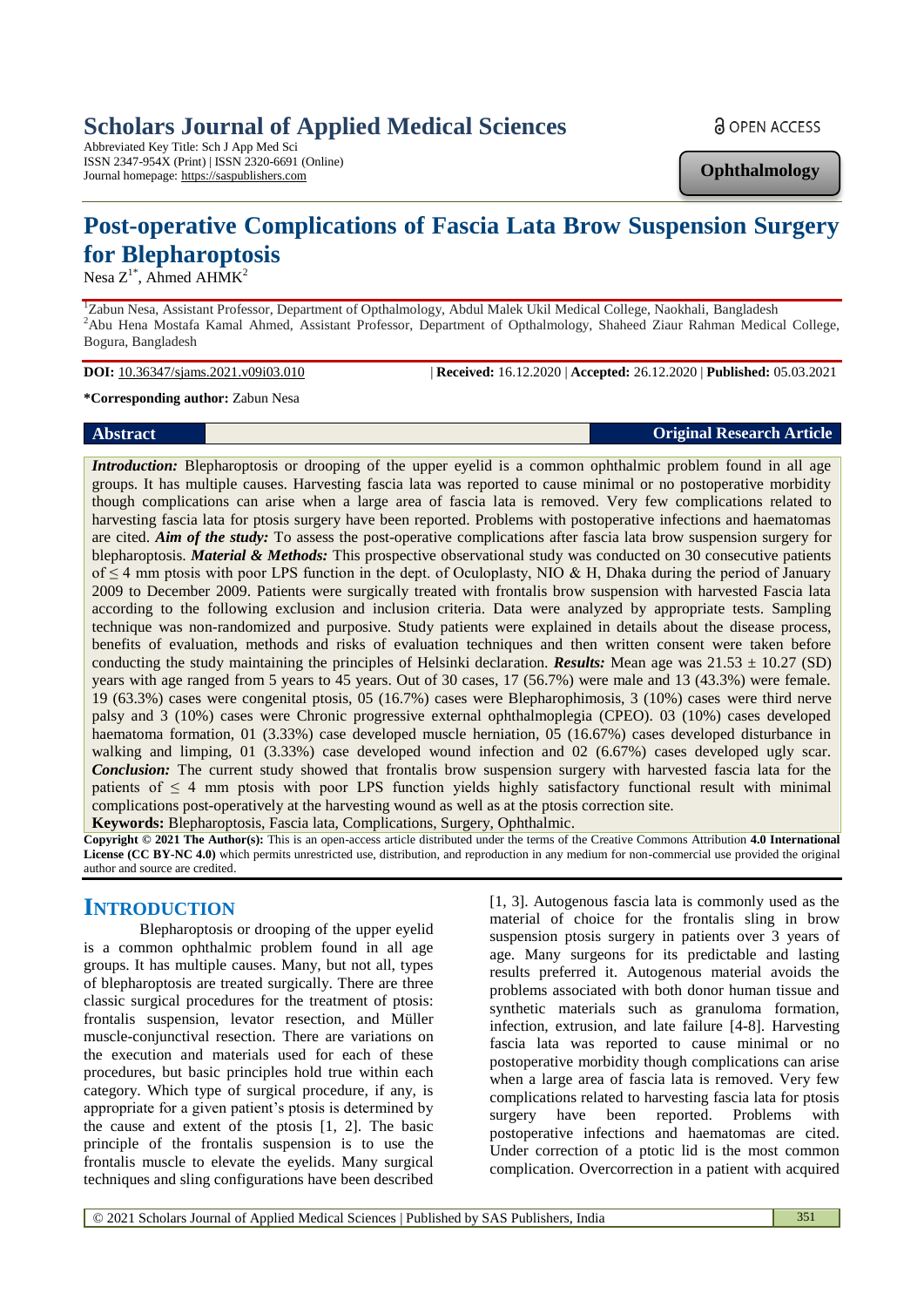# Scholars Journal of Applied Medical Sciences

Abbreviated Key Title: Sch J App Med Sci
ISSN 2347-954X (Print) | ISSN 2320-6691 (Online)
Journal homepage: https://saspublishers.com

OPEN ACCESS

**Ophthalmology**

# Post-operative Complications of Fascia Lata Brow Suspension Surgery for Blepharoptosis

Nesa Z[1*], Ahmed AHMK[2]

[1]Zabun Nesa, Assistant Professor, Department of Opthalmology, Abdul Malek Ukil Medical College, Naokhali, Bangladesh
[2]Abu Hena Mostafa Kamal Ahmed, Assistant Professor, Department of Opthalmology, Shaheed Ziaur Rahman Medical College, Bogura, Bangladesh

**DOI:** 10.36347/sjams.2021.v09i03.010 | **Received:** 16.12.2020 | **Accepted:** 26.12.2020 | **Published:** 05.03.2021

**\*Corresponding author:** Zabun Nesa

## Abstract

**Original Research Article**

***Introduction:*** Blepharoptosis or drooping of the upper eyelid is a common ophthalmic problem found in all age groups. It has multiple causes. Harvesting fascia lata was reported to cause minimal or no postoperative morbidity though complications can arise when a large area of fascia lata is removed. Very few complications related to harvesting fascia lata for ptosis surgery have been reported. Problems with postoperative infections and haematomas are cited. ***Aim of the study:*** To assess the post-operative complications after fascia lata brow suspension surgery for blepharoptosis. ***Material & Methods:*** This prospective observational study was conducted on 30 consecutive patients of ≤ 4 mm ptosis with poor LPS function in the dept. of Oculoplasty, NIO & H, Dhaka during the period of January 2009 to December 2009. Patients were surgically treated with frontalis brow suspension with harvested Fascia lata according to the following exclusion and inclusion criteria. Data were analyzed by appropriate tests. Sampling technique was non-randomized and purposive. Study patients were explained in details about the disease process, benefits of evaluation, methods and risks of evaluation techniques and then written consent were taken before conducting the study maintaining the principles of Helsinki declaration. ***Results:*** Mean age was 21.53 ± 10.27 (SD) years with age ranged from 5 years to 45 years. Out of 30 cases, 17 (56.7%) were male and 13 (43.3%) were female. 19 (63.3%) cases were congenital ptosis, 05 (16.7%) cases were Blepharophimosis, 3 (10%) cases were third nerve palsy and 3 (10%) cases were Chronic progressive external ophthalmoplegia (CPEO). 03 (10%) cases developed haematoma formation, 01 (3.33%) case developed muscle herniation, 05 (16.67%) cases developed disturbance in walking and limping, 01 (3.33%) case developed wound infection and 02 (6.67%) cases developed ugly scar. ***Conclusion:*** The current study showed that frontalis brow suspension surgery with harvested fascia lata for the patients of ≤ 4 mm ptosis with poor LPS function yields highly satisfactory functional result with minimal complications post-operatively at the harvesting wound as well as at the ptosis correction site.

**Keywords:** Blepharoptosis, Fascia lata, Complications, Surgery, Ophthalmic.

**Copyright © 2021 The Author(s):** This is an open-access article distributed under the terms of the Creative Commons Attribution **4.0 International License (CC BY-NC 4.0)** which permits unrestricted use, distribution, and reproduction in any medium for non-commercial use provided the original author and source are credited.

## INTRODUCTION

Blepharoptosis or drooping of the upper eyelid is a common ophthalmic problem found in all age groups. It has multiple causes. Many, but not all, types of blepharoptosis are treated surgically. There are three classic surgical procedures for the treatment of ptosis: frontalis suspension, levator resection, and Müller muscle-conjunctival resection. There are variations on the execution and materials used for each of these procedures, but basic principles hold true within each category. Which type of surgical procedure, if any, is appropriate for a given patient's ptosis is determined by the cause and extent of the ptosis [1, 2]. The basic principle of the frontalis suspension is to use the frontalis muscle to elevate the eyelids. Many surgical techniques and sling configurations have been described [1, 3]. Autogenous fascia lata is commonly used as the material of choice for the frontalis sling in brow suspension ptosis surgery in patients over 3 years of age. Many surgeons for its predictable and lasting results preferred it. Autogenous material avoids the problems associated with both donor human tissue and synthetic materials such as granuloma formation, infection, extrusion, and late failure [4-8]. Harvesting fascia lata was reported to cause minimal or no postoperative morbidity though complications can arise when a large area of fascia lata is removed. Very few complications related to harvesting fascia lata for ptosis surgery have been reported. Problems with postoperative infections and haematomas are cited. Under correction of a ptotic lid is the most common complication. Overcorrection in a patient with acquired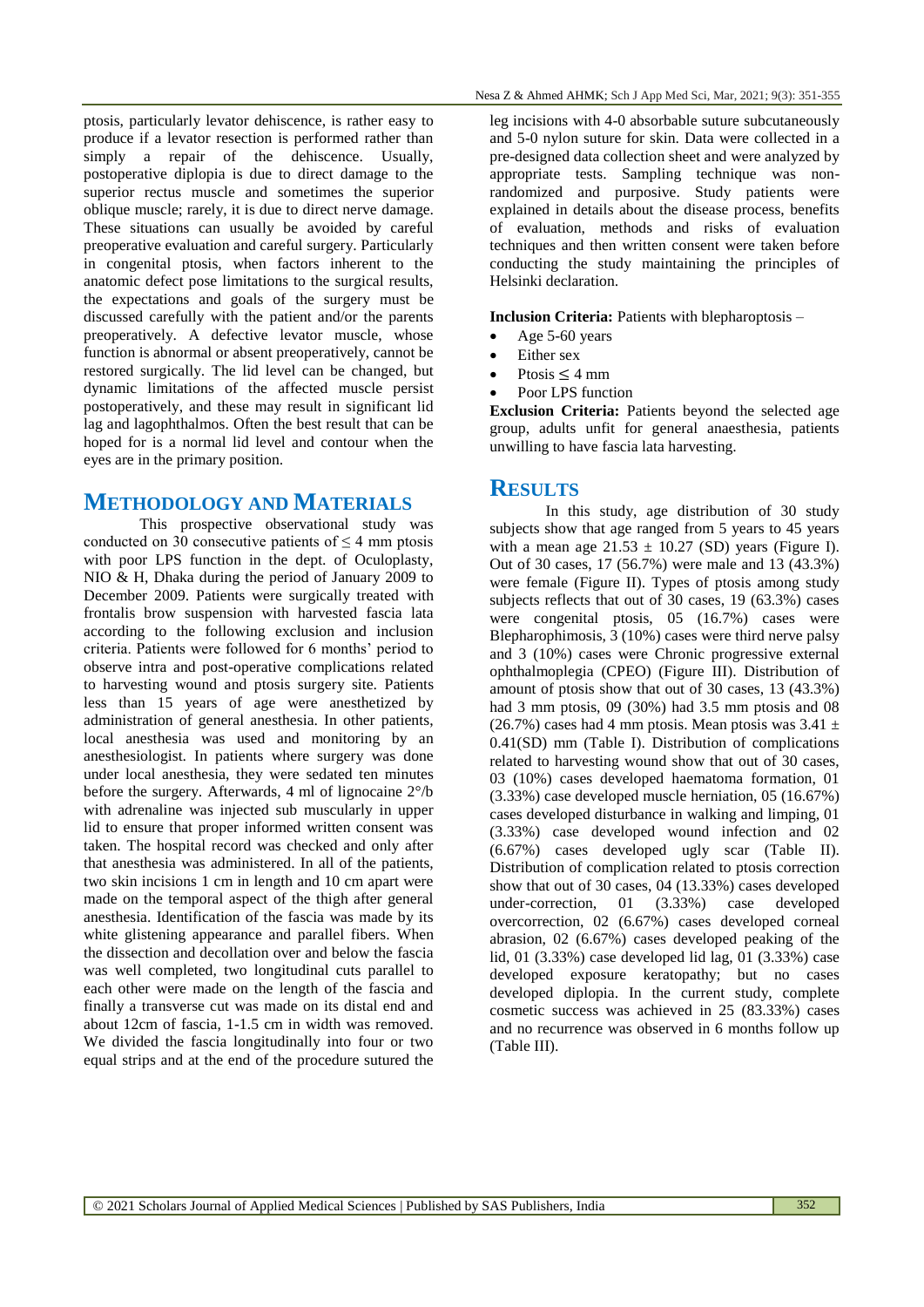ptosis, particularly levator dehiscence, is rather easy to produce if a levator resection is performed rather than simply a repair of the dehiscence. Usually, postoperative diplopia is due to direct damage to the superior rectus muscle and sometimes the superior oblique muscle; rarely, it is due to direct nerve damage. These situations can usually be avoided by careful preoperative evaluation and careful surgery. Particularly in congenital ptosis, when factors inherent to the anatomic defect pose limitations to the surgical results, the expectations and goals of the surgery must be discussed carefully with the patient and/or the parents preoperatively. A defective levator muscle, whose function is abnormal or absent preoperatively, cannot be restored surgically. The lid level can be changed, but dynamic limitations of the affected muscle persist postoperatively, and these may result in significant lid lag and lagophthalmos. Often the best result that can be hoped for is a normal lid level and contour when the eyes are in the primary position.

## METHODOLOGY AND MATERIALS

This prospective observational study was conducted on 30 consecutive patients of ≤ 4 mm ptosis with poor LPS function in the dept. of Oculoplasty, NIO & H, Dhaka during the period of January 2009 to December 2009. Patients were surgically treated with frontalis brow suspension with harvested fascia lata according to the following exclusion and inclusion criteria. Patients were followed for 6 months' period to observe intra and post-operative complications related to harvesting wound and ptosis surgery site. Patients less than 15 years of age were anesthetized by administration of general anesthesia. In other patients, local anesthesia was used and monitoring by an anesthesiologist. In patients where surgery was done under local anesthesia, they were sedated ten minutes before the surgery. Afterwards, 4 ml of lignocaine 2°/b with adrenaline was injected sub muscularly in upper lid to ensure that proper informed written consent was taken. The hospital record was checked and only after that anesthesia was administered. In all of the patients, two skin incisions 1 cm in length and 10 cm apart were made on the temporal aspect of the thigh after general anesthesia. Identification of the fascia was made by its white glistening appearance and parallel fibers. When the dissection and decollation over and below the fascia was well completed, two longitudinal cuts parallel to each other were made on the length of the fascia and finally a transverse cut was made on its distal end and about 12cm of fascia, 1-1.5 cm in width was removed. We divided the fascia longitudinally into four or two equal strips and at the end of the procedure sutured the leg incisions with 4-0 absorbable suture subcutaneously and 5-0 nylon suture for skin. Data were collected in a pre-designed data collection sheet and were analyzed by appropriate tests. Sampling technique was non-randomized and purposive. Study patients were explained in details about the disease process, benefits of evaluation, methods and risks of evaluation techniques and then written consent were taken before conducting the study maintaining the principles of Helsinki declaration.

**Inclusion Criteria:** Patients with blepharoptosis –

- Age 5-60 years
- Either sex
- Ptosis ≤ 4 mm
- Poor LPS function

**Exclusion Criteria:** Patients beyond the selected age group, adults unfit for general anaesthesia, patients unwilling to have fascia lata harvesting.

## RESULTS

In this study, age distribution of 30 study subjects show that age ranged from 5 years to 45 years with a mean age 21.53 ± 10.27 (SD) years (Figure I). Out of 30 cases, 17 (56.7%) were male and 13 (43.3%) were female (Figure II). Types of ptosis among study subjects reflects that out of 30 cases, 19 (63.3%) cases were congenital ptosis, 05 (16.7%) cases were Blepharophimosis, 3 (10%) cases were third nerve palsy and 3 (10%) cases were Chronic progressive external ophthalmoplegia (CPEO) (Figure III). Distribution of amount of ptosis show that out of 30 cases, 13 (43.3%) had 3 mm ptosis, 09 (30%) had 3.5 mm ptosis and 08 (26.7%) cases had 4 mm ptosis. Mean ptosis was 3.41 ± 0.41(SD) mm (Table I). Distribution of complications related to harvesting wound show that out of 30 cases, 03 (10%) cases developed haematoma formation, 01 (3.33%) case developed muscle herniation, 05 (16.67%) cases developed disturbance in walking and limping, 01 (3.33%) case developed wound infection and 02 (6.67%) cases developed ugly scar (Table II). Distribution of complication related to ptosis correction show that out of 30 cases, 04 (13.33%) cases developed under-correction, 01 (3.33%) case developed overcorrection, 02 (6.67%) cases developed corneal abrasion, 02 (6.67%) cases developed peaking of the lid, 01 (3.33%) case developed lid lag, 01 (3.33%) case developed exposure keratopathy; but no cases developed diplopia. In the current study, complete cosmetic success was achieved in 25 (83.33%) cases and no recurrence was observed in 6 months follow up (Table III).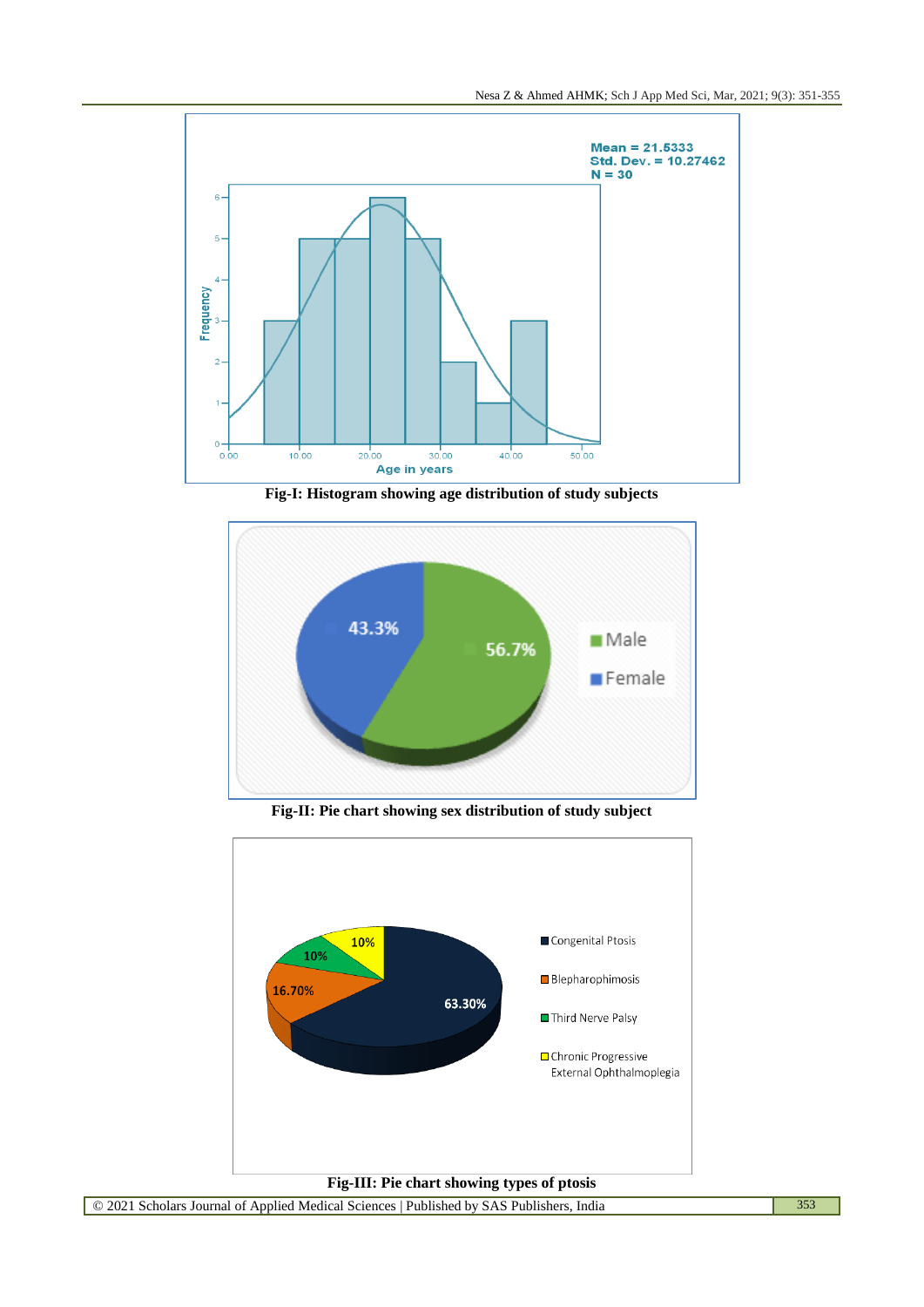Fig-I: Histogram showing age distribution of study subjects

Fig-II: Pie chart showing sex distribution of study subject

Fig-III: Pie chart showing types of ptosis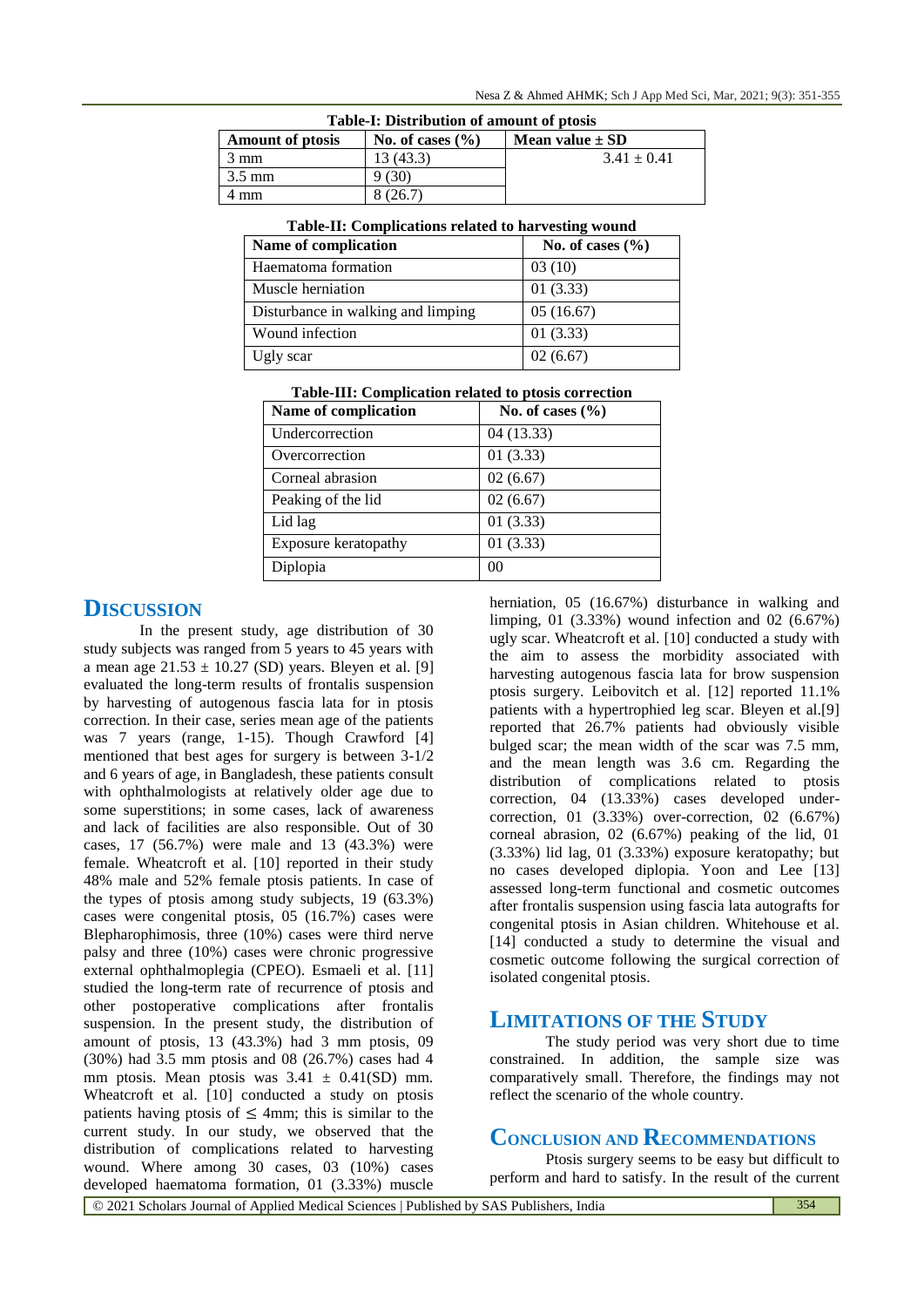**Table-I: Distribution of amount of ptosis**

| Amount of ptosis | No. of cases (%) | Mean value ± SD |
|---|---|---|
| 3 mm | 13 (43.3) | 3.41 ± 0.41 |
| 3.5 mm | 9 (30) | |
| 4 mm | 8 (26.7) | |

**Table-II: Complications related to harvesting wound**

| Name of complication | No. of cases (%) |
|---|---|
| Haematoma formation | 03 (10) |
| Muscle herniation | 01 (3.33) |
| Disturbance in walking and limping | 05 (16.67) |
| Wound infection | 01 (3.33) |
| Ugly scar | 02 (6.67) |

**Table-III: Complication related to ptosis correction**

| Name of complication | No. of cases (%) |
|---|---|
| Undercorrection | 04 (13.33) |
| Overcorrection | 01 (3.33) |
| Corneal abrasion | 02 (6.67) |
| Peaking of the lid | 02 (6.67) |
| Lid lag | 01 (3.33) |
| Exposure keratopathy | 01 (3.33) |
| Diplopia | 00 |

## DISCUSSION

In the present study, age distribution of 30 study subjects was ranged from 5 years to 45 years with a mean age 21.53 ± 10.27 (SD) years. Bleyen et al. [9] evaluated the long-term results of frontalis suspension by harvesting of autogenous fascia lata for in ptosis correction. In their case, series mean age of the patients was 7 years (range, 1-15). Though Crawford [4] mentioned that best ages for surgery is between 3-1/2 and 6 years of age, in Bangladesh, these patients consult with ophthalmologists at relatively older age due to some superstitions; in some cases, lack of awareness and lack of facilities are also responsible. Out of 30 cases, 17 (56.7%) were male and 13 (43.3%) were female. Wheatcroft et al. [10] reported in their study 48% male and 52% female ptosis patients. In case of the types of ptosis among study subjects, 19 (63.3%) cases were congenital ptosis, 05 (16.7%) cases were Blepharophimosis, three (10%) cases were third nerve palsy and three (10%) cases were chronic progressive external ophthalmoplegia (CPEO). Esmaeli et al. [11] studied the long-term rate of recurrence of ptosis and other postoperative complications after frontalis suspension. In the present study, the distribution of amount of ptosis, 13 (43.3%) had 3 mm ptosis, 09 (30%) had 3.5 mm ptosis and 08 (26.7%) cases had 4 mm ptosis. Mean ptosis was 3.41 ± 0.41(SD) mm. Wheatcroft et al. [10] conducted a study on ptosis patients having ptosis of ≤ 4mm; this is similar to the current study. In our study, we observed that the distribution of complications related to harvesting wound. Where among 30 cases, 03 (10%) cases developed haematoma formation, 01 (3.33%) muscle herniation, 05 (16.67%) disturbance in walking and limping, 01 (3.33%) wound infection and 02 (6.67%) ugly scar. Wheatcroft et al. [10] conducted a study with the aim to assess the morbidity associated with harvesting autogenous fascia lata for brow suspension ptosis surgery. Leibovitch et al. [12] reported 11.1% patients with a hypertrophied leg scar. Bleyen et al.[9] reported that 26.7% patients had obviously visible bulged scar; the mean width of the scar was 7.5 mm, and the mean length was 3.6 cm. Regarding the distribution of complications related to ptosis correction, 04 (13.33%) cases developed under-correction, 01 (3.33%) over-correction, 02 (6.67%) corneal abrasion, 02 (6.67%) peaking of the lid, 01 (3.33%) lid lag, 01 (3.33%) exposure keratopathy; but no cases developed diplopia. Yoon and Lee [13] assessed long-term functional and cosmetic outcomes after frontalis suspension using fascia lata autografts for congenital ptosis in Asian children. Whitehouse et al. [14] conducted a study to determine the visual and cosmetic outcome following the surgical correction of isolated congenital ptosis.

## LIMITATIONS OF THE STUDY

The study period was very short due to time constrained. In addition, the sample size was comparatively small. Therefore, the findings may not reflect the scenario of the whole country.

## CONCLUSION AND RECOMMENDATIONS

Ptosis surgery seems to be easy but difficult to perform and hard to satisfy. In the result of the current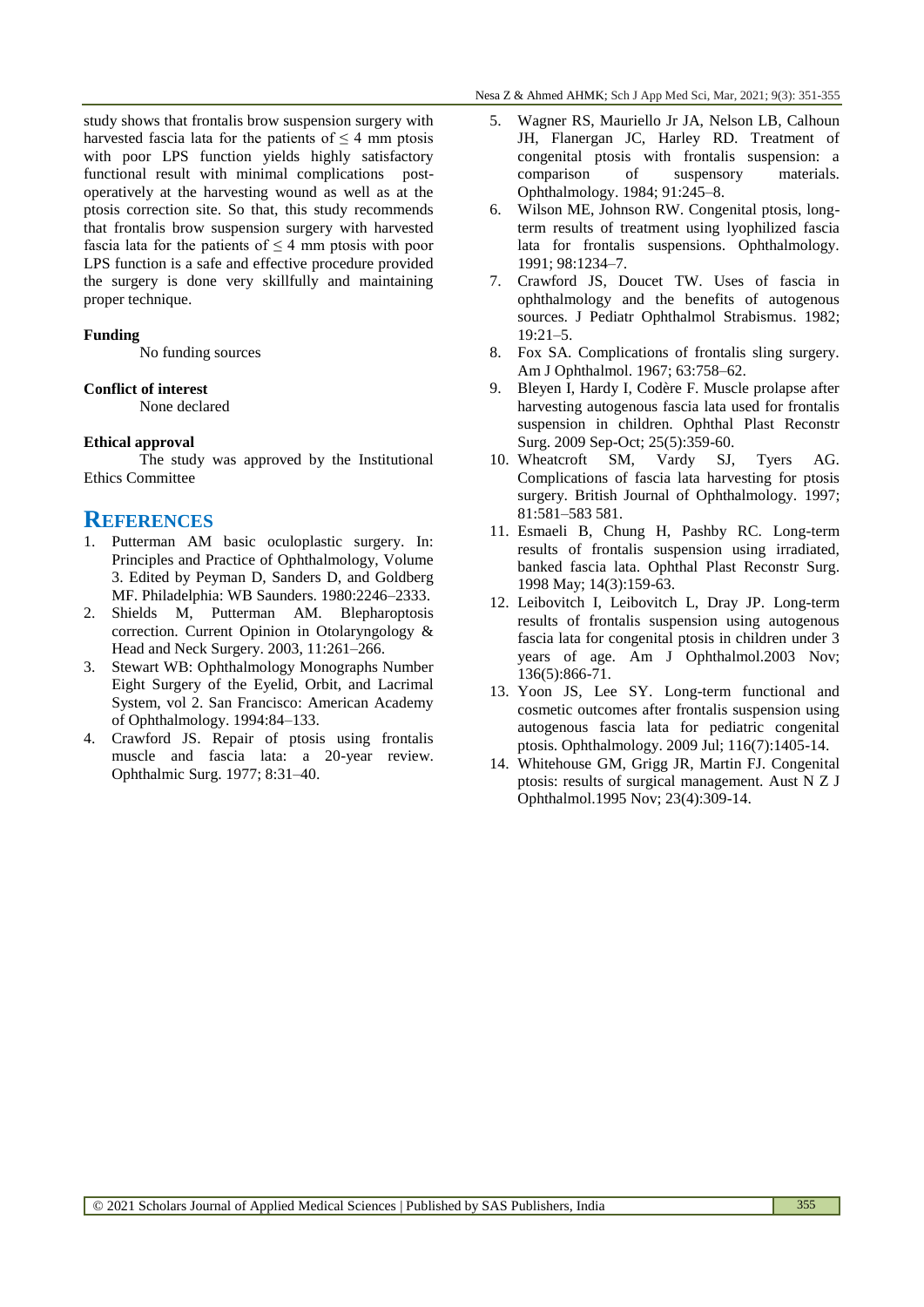study shows that frontalis brow suspension surgery with harvested fascia lata for the patients of ≤ 4 mm ptosis with poor LPS function yields highly satisfactory functional result with minimal complications post-operatively at the harvesting wound as well as at the ptosis correction site. So that, this study recommends that frontalis brow suspension surgery with harvested fascia lata for the patients of ≤ 4 mm ptosis with poor LPS function is a safe and effective procedure provided the surgery is done very skillfully and maintaining proper technique.

**Funding**

No funding sources

**Conflict of interest**

None declared

**Ethical approval**

The study was approved by the Institutional Ethics Committee

## REFERENCES

1. Putterman AM basic oculoplastic surgery. In: Principles and Practice of Ophthalmology, Volume 3. Edited by Peyman D, Sanders D, and Goldberg MF. Philadelphia: WB Saunders. 1980:2246–2333.
2. Shields M, Putterman AM. Blepharoptosis correction. Current Opinion in Otolaryngology & Head and Neck Surgery. 2003, 11:261–266.
3. Stewart WB: Ophthalmology Monographs Number Eight Surgery of the Eyelid, Orbit, and Lacrimal System, vol 2. San Francisco: American Academy of Ophthalmology. 1994:84–133.
4. Crawford JS. Repair of ptosis using frontalis muscle and fascia lata: a 20-year review. Ophthalmic Surg. 1977; 8:31–40.
5. Wagner RS, Mauriello Jr JA, Nelson LB, Calhoun JH, Flanergan JC, Harley RD. Treatment of congenital ptosis with frontalis suspension: a comparison of suspensory materials. Ophthalmology. 1984; 91:245–8.
6. Wilson ME, Johnson RW. Congenital ptosis, long-term results of treatment using lyophilized fascia lata for frontalis suspensions. Ophthalmology. 1991; 98:1234–7.
7. Crawford JS, Doucet TW. Uses of fascia in ophthalmology and the benefits of autogenous sources. J Pediatr Ophthalmol Strabismus. 1982; 19:21–5.
8. Fox SA. Complications of frontalis sling surgery. Am J Ophthalmol. 1967; 63:758–62.
9. Bleyen I, Hardy I, Codère F. Muscle prolapse after harvesting autogenous fascia lata used for frontalis suspension in children. Ophthal Plast Reconstr Surg. 2009 Sep-Oct; 25(5):359-60.
10. Wheatcroft SM, Vardy SJ, Tyers AG. Complications of fascia lata harvesting for ptosis surgery. British Journal of Ophthalmology. 1997; 81:581–583 581.
11. Esmaeli B, Chung H, Pashby RC. Long-term results of frontalis suspension using irradiated, banked fascia lata. Ophthal Plast Reconstr Surg. 1998 May; 14(3):159-63.
12. Leibovitch I, Leibovitch L, Dray JP. Long-term results of frontalis suspension using autogenous fascia lata for congenital ptosis in children under 3 years of age. Am J Ophthalmol.2003 Nov; 136(5):866-71.
13. Yoon JS, Lee SY. Long-term functional and cosmetic outcomes after frontalis suspension using autogenous fascia lata for pediatric congenital ptosis. Ophthalmology. 2009 Jul; 116(7):1405-14.
14. Whitehouse GM, Grigg JR, Martin FJ. Congenital ptosis: results of surgical management. Aust N Z J Ophthalmol.1995 Nov; 23(4):309-14.